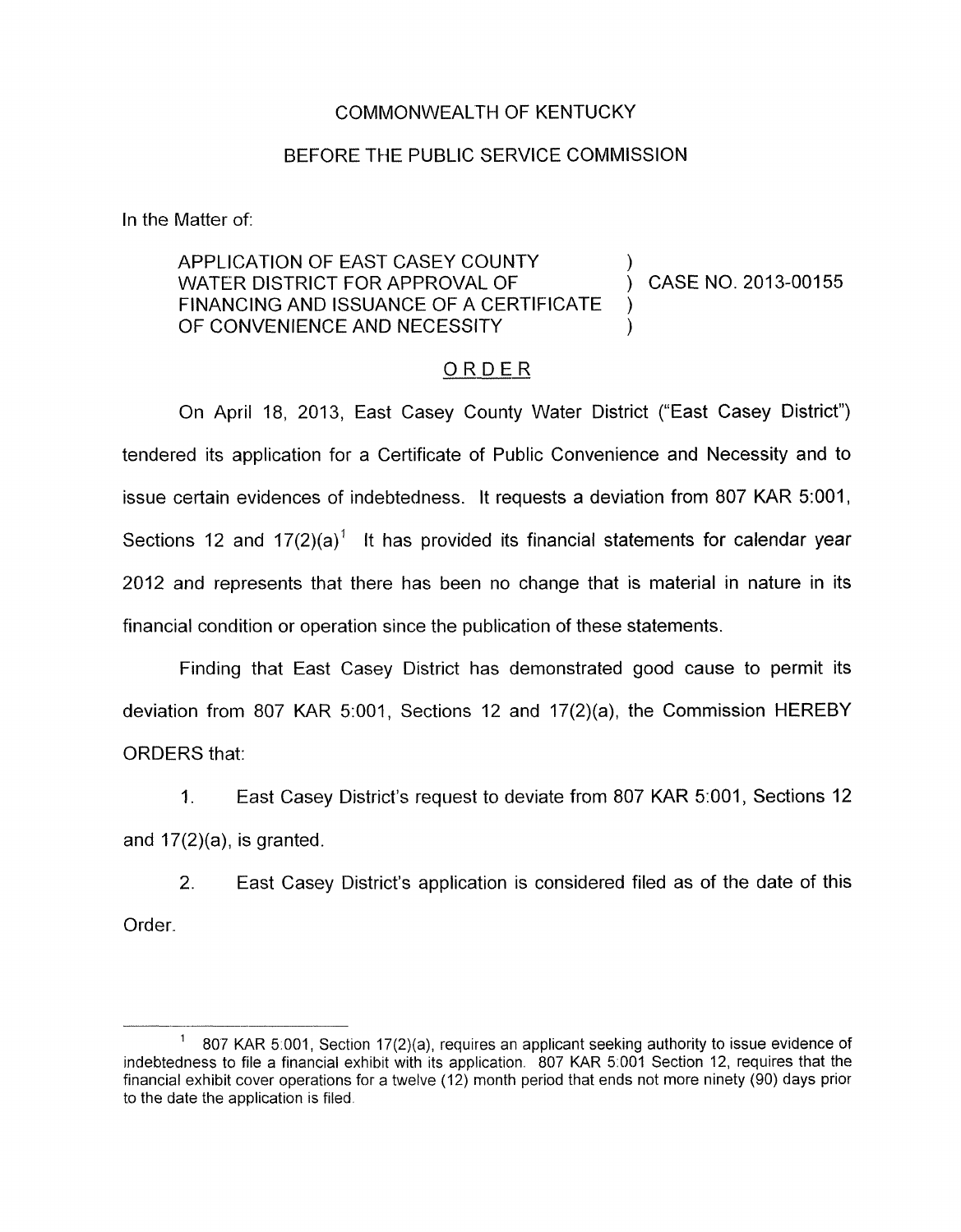COMMONWEALTH OF KENTUCKY

BEFORE THE PUBLIC SERVICE COMMISSION

In the Matter of:

APPLICATION OF EAST CASEY COUNTY WATER DISTRICT FOR APPROVAL OF FINANCING AND ISSUANCE OF A CERTIFICATE OF CONVENIENCE AND NECESSITY ) CASE NO. 2013-00155

ORDER

On April 18, 2013, East Casey County Water District ("East Casey District") tendered its application for a Certificate of Public Convenience and Necessity and to issue certain evidences of indebtedness. It requests a deviation from 807 KAR 5:001, Sections 12 and 17(2)(a)[1] It has provided its financial statements for calendar year 2012 and represents that there has been no change that is material in nature in its financial condition or operation since the publication of these statements.

Finding that East Casey District has demonstrated good cause to permit its deviation from 807 KAR 5:001, Sections 12 and 17(2)(a), the Commission HEREBY ORDERS that:

1. East Casey District's request to deviate from 807 KAR 5:001, Sections 12 and 17(2)(a), is granted.

2. East Casey District's application is considered filed as of the date of this Order.

---

[1] 807 KAR 5:001, Section 17(2)(a), requires an applicant seeking authority to issue evidence of indebtedness to file a financial exhibit with its application. 807 KAR 5:001 Section 12, requires that the financial exhibit cover operations for a twelve (12) month period that ends not more ninety (90) days prior to the date the application is filed.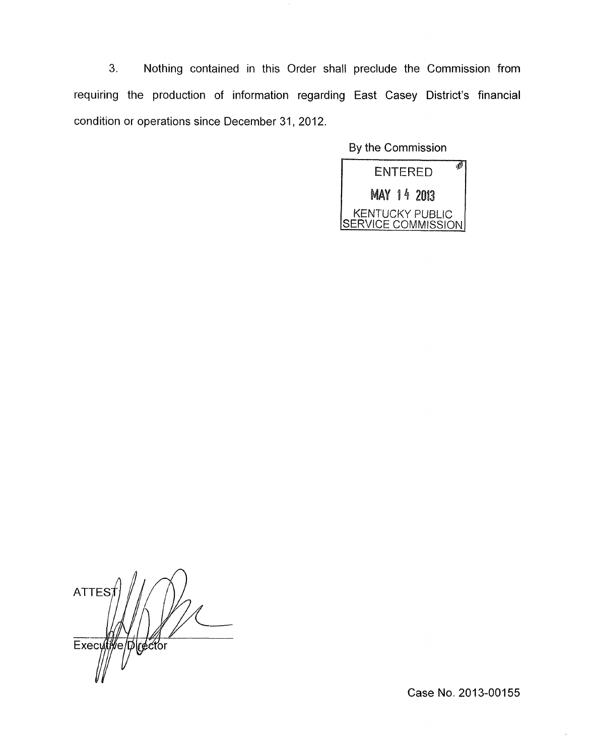3. Nothing contained in this Order shall preclude the Commission from requiring the production of information regarding East Casey District's financial condition or operations since December 31, 2012.

By the Commission

ENTERED

MAY 14 2013

KENTUCKY PUBLIC SERVICE COMMISSION

ATTEST

Executive Director

Case No. 2013-00155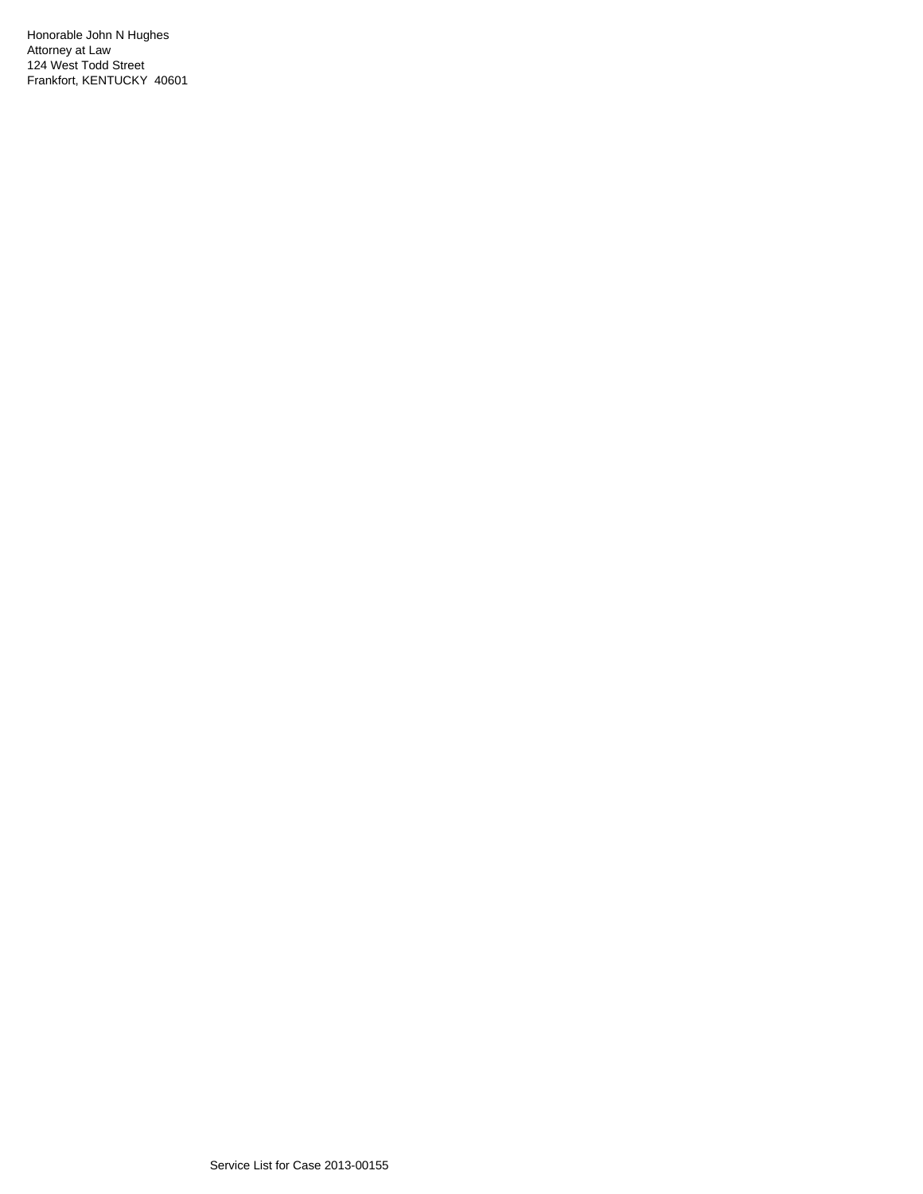Honorable John N Hughes
Attorney at Law
124 West Todd Street
Frankfort, KENTUCKY 40601